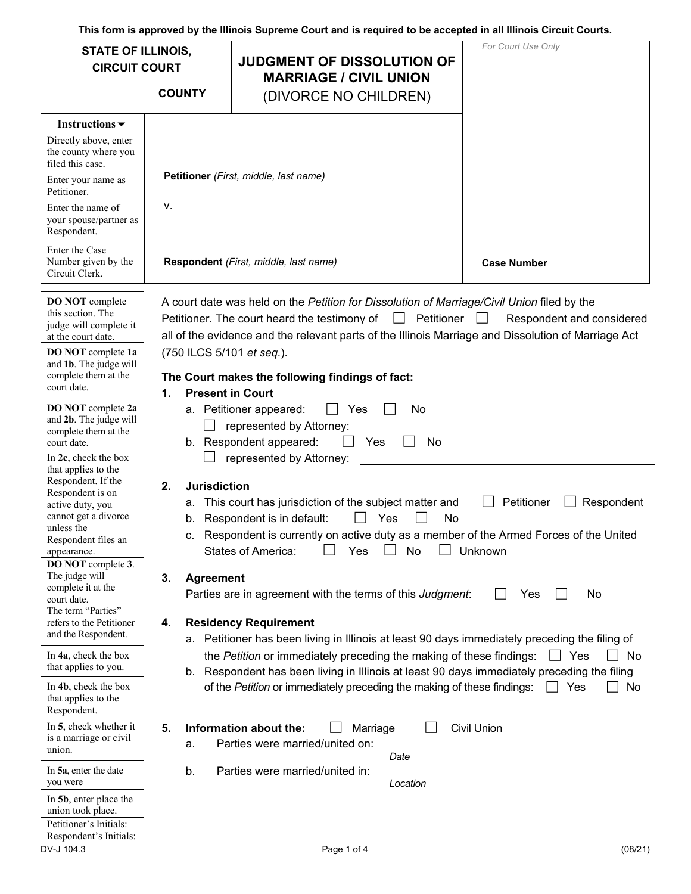This form is approved by the Illinois Supreme Court and is required to be accepted in all Illinois Circuit Courts.

| STATE OF ILLINOIS, CIRCUIT COURT<br><br>COUNTY | **JUDGMENT OF DISSOLUTION OF MARRIAGE / CIVIL UNION**<br>(DIVORCE NO CHILDREN) | *For Court Use Only* |
|---|---|---|

| Instructions ▼ | |
|---|---|
| Directly above, enter the county where you filed this case. | |
| Enter your name as Petitioner. | **Petitioner** *(First, middle, last name)* |
| Enter the name of your spouse/partner as Respondent. | v. |
| Enter the Case Number given by the Circuit Clerk. | **Respondent** *(First, middle, last name)* &nbsp;&nbsp;&nbsp;&nbsp; **Case Number** |

**DO NOT** complete this section. The judge will complete it at the court date.

A court date was held on the *Petition for Dissolution of Marriage/Civil Union* filed by the Petitioner. The court heard the testimony of ☐ Petitioner ☐ Respondent and considered all of the evidence and the relevant parts of the Illinois Marriage and Dissolution of Marriage Act (750 ILCS 5/101 *et seq.*).

**The Court makes the following findings of fact:**

*DO NOT complete 1a and 1b. The judge will complete them at the court date.*

1. **Present in Court**
   a. Petitioner appeared: ☐ Yes ☐ No
      ☐ represented by Attorney: ______________________
   b. Respondent appeared: ☐ Yes ☐ No
      ☐ represented by Attorney: ______________________

*DO NOT complete 2a and 2b. The judge will complete them at the court date.*

*In 2c, check the box that applies to the Respondent. If the Respondent is on active duty, you cannot get a divorce unless the Respondent files an appearance.*

2. **Jurisdiction**
   a. This court has jurisdiction of the subject matter and ☐ Petitioner ☐ Respondent
   b. Respondent is in default: ☐ Yes ☐ No
   c. Respondent is currently on active duty as a member of the Armed Forces of the United States of America: ☐ Yes ☐ No ☐ Unknown

*DO NOT complete 3. The judge will complete it at the court date. The term "Parties" refers to the Petitioner and the Respondent.*

3. **Agreement**
   Parties are in agreement with the terms of this *Judgment*: ☐ Yes ☐ No

*In 4a, check the box that applies to you.*

*In 4b, check the box that applies to the Respondent.*

4. **Residency Requirement**
   a. Petitioner has been living in Illinois at least 90 days immediately preceding the filing of the *Petition* or immediately preceding the making of these findings: ☐ Yes ☐ No
   b. Respondent has been living in Illinois at least 90 days immediately preceding the filing of the *Petition* or immediately preceding the making of these findings: ☐ Yes ☐ No

*In 5, check whether it is a marriage or civil union.*

*In 5a, enter the date you were*

*In 5b, enter place the union took place.*

5. **Information about the:** ☐ Marriage ☐ Civil Union
   a. Parties were married/united on: ______________________ *Date*
   b. Parties were married/united in: ______________________ *Location*

Petitioner's Initials: __________
Respondent's Initials: __________

DV-J 104.3 (08/21)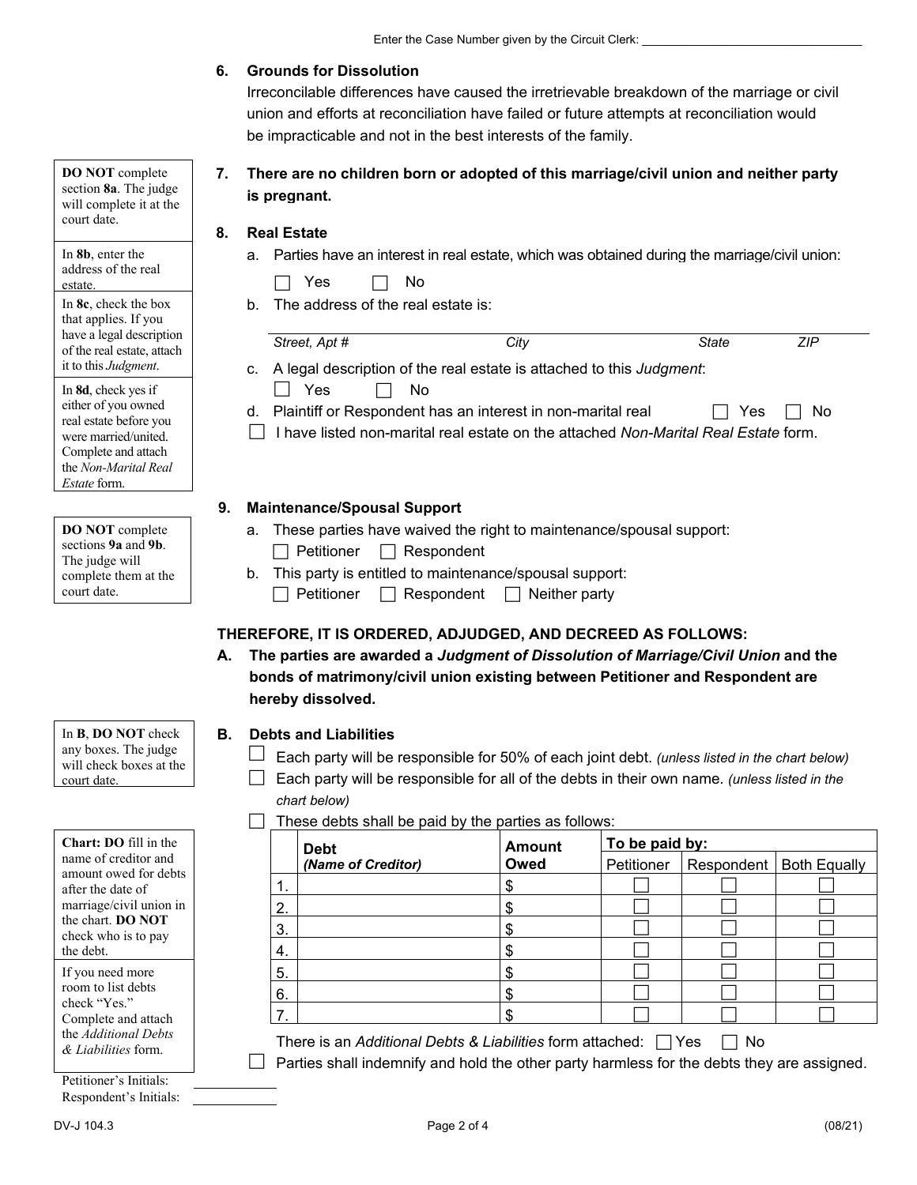Enter the Case Number given by the Circuit Clerk: ___________________________________

**6. Grounds for Dissolution**

Irreconcilable differences have caused the irretrievable breakdown of the marriage or civil union and efforts at reconciliation have failed or future attempts at reconciliation would be impracticable and not in the best interests of the family.

> **DO NOT** complete section **8a**. The judge will complete it at the court date.

**7. There are no children born or adopted of this marriage/civil union and neither party is pregnant.**

**8. Real Estate**

> In **8b**, enter the address of the real estate.

> In **8c**, check the box that applies. If you have a legal description of the real estate, attach it to this *Judgment*.

> In **8d**, check yes if either of you owned real estate before you were married/united. Complete and attach the *Non-Marital Real Estate* form.

a. Parties have an interest in real estate, which was obtained during the marriage/civil union:

☐ Yes ☐ No

b. The address of the real estate is:

______________________________________________________________
*Street, Apt #* *City* *State* *ZIP*

c. A legal description of the real estate is attached to this *Judgment*:

☐ Yes ☐ No

d. Plaintiff or Respondent has an interest in non-marital real ☐ Yes ☐ No

☐ I have listed non-marital real estate on the attached *Non-Marital Real Estate* form.

**9. Maintenance/Spousal Support**

> **DO NOT** complete sections **9a** and **9b**. The judge will complete them at the court date.

a. These parties have waived the right to maintenance/spousal support:

☐ Petitioner ☐ Respondent

b. This party is entitled to maintenance/spousal support:

☐ Petitioner ☐ Respondent ☐ Neither party

**THEREFORE, IT IS ORDERED, ADJUDGED, AND DECREED AS FOLLOWS:**

**A. The parties are awarded a *Judgment of Dissolution of Marriage/Civil Union* and the bonds of matrimony/civil union existing between Petitioner and Respondent are hereby dissolved.**

**B. Debts and Liabilities**

> In **B**, **DO NOT** check any boxes. The judge will check boxes at the court date.

☐ Each party will be responsible for 50% of each joint debt. *(unless listed in the chart below)*

☐ Each party will be responsible for all of the debts in their own name. *(unless listed in the chart below)*

☐ These debts shall be paid by the parties as follows:

> **Chart: DO** fill in the name of creditor and amount owed for debts after the date of marriage/civil union in the chart. **DO NOT** check who is to pay the debt.

> If you need more room to list debts check "Yes." Complete and attach the *Additional Debts & Liabilities* form.

| | Debt *(Name of Creditor)* | Amount Owed | To be paid by: | | |
|---|---|---|---|---|---|
| | | | Petitioner | Respondent | Both Equally |
| 1. | | $ | ☐ | ☐ | ☐ |
| 2. | | $ | ☐ | ☐ | ☐ |
| 3. | | $ | ☐ | ☐ | ☐ |
| 4. | | $ | ☐ | ☐ | ☐ |
| 5. | | $ | ☐ | ☐ | ☐ |
| 6. | | $ | ☐ | ☐ | ☐ |
| 7. | | $ | ☐ | ☐ | ☐ |

There is an *Additional Debts & Liabilities* form attached: ☐ Yes ☐ No

☐ Parties shall indemnify and hold the other party harmless for the debts they are assigned.

Petitioner's Initials: ____________

Respondent's Initials: ____________

DV-J 104.3 (08/21)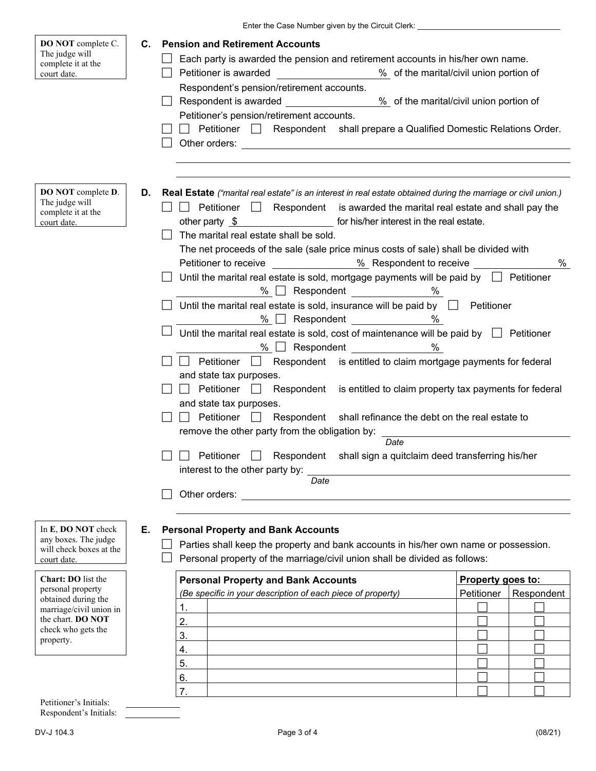Enter the Case Number given by the Circuit Clerk: ______________________________

**DO NOT** complete C. The judge will complete it at the court date.

**C. Pension and Retirement Accounts**

☐ Each party is awarded the pension and retirement accounts in his/her own name.
☐ Petitioner is awarded ______________% of the marital/civil union portion of Respondent's pension/retirement accounts.
☐ Respondent is awarded ______________% of the marital/civil union portion of Petitioner's pension/retirement accounts.
☐ ☐ Petitioner ☐ Respondent shall prepare a Qualified Domestic Relations Order.
☐ Other orders: ______________________________________________

______________________________________________

**DO NOT** complete **D**. The judge will complete it at the court date.

**D. Real Estate** *("marital real estate" is an interest in real estate obtained during the marriage or civil union.)*

☐ ☐ Petitioner ☐ Respondent is awarded the marital real estate and shall pay the other party $______________ for his/her interest in the real estate.
☐ The marital real estate shall be sold.
The net proceeds of the sale (sale price minus costs of sale) shall be divided with Petitioner to receive ______________% Respondent to receive ______________%
☐ Until the marital real estate is sold, mortgage payments will be paid by ☐ Petitioner ______________% ☐ Respondent ______________%
☐ Until the marital real estate is sold, insurance will be paid by ☐ Petitioner ______________% ☐ Respondent ______________%
☐ Until the marital real estate is sold, cost of maintenance will be paid by ☐ Petitioner ______________% ☐ Respondent ______________%
☐ ☐ Petitioner ☐ Respondent is entitled to claim mortgage payments for federal and state tax purposes.
☐ ☐ Petitioner ☐ Respondent is entitled to claim property tax payments for federal and state tax purposes.
☐ ☐ Petitioner ☐ Respondent shall refinance the debt on the real estate to remove the other party from the obligation by: ______________________
*Date*
☐ ☐ Petitioner ☐ Respondent shall sign a quitclaim deed transferring his/her interest to the other party by: ______________________
*Date*
☐ Other orders: ______________________________________________

______________________________________________

In **E**, **DO NOT** check any boxes. The judge will check boxes at the court date.

**Chart: DO** list the personal property obtained during the marriage/civil union in the chart. **DO NOT** check who gets the property.

**E. Personal Property and Bank Accounts**

☐ Parties shall keep the property and bank accounts in his/her own name or possession.
☐ Personal property of the marriage/civil union shall be divided as follows:

| Personal Property and Bank Accounts *(Be specific in your description of each piece of property)* | | Property goes to: | |
|---|---|---|---|
| | | Petitioner | Respondent |
| 1. | | ☐ | ☐ |
| 2. | | ☐ | ☐ |
| 3. | | ☐ | ☐ |
| 4. | | ☐ | ☐ |
| 5. | | ☐ | ☐ |
| 6. | | ☐ | ☐ |
| 7. | | ☐ | ☐ |

Petitioner's Initials: __________
Respondent's Initials: __________

DV-J 104.3 (08/21)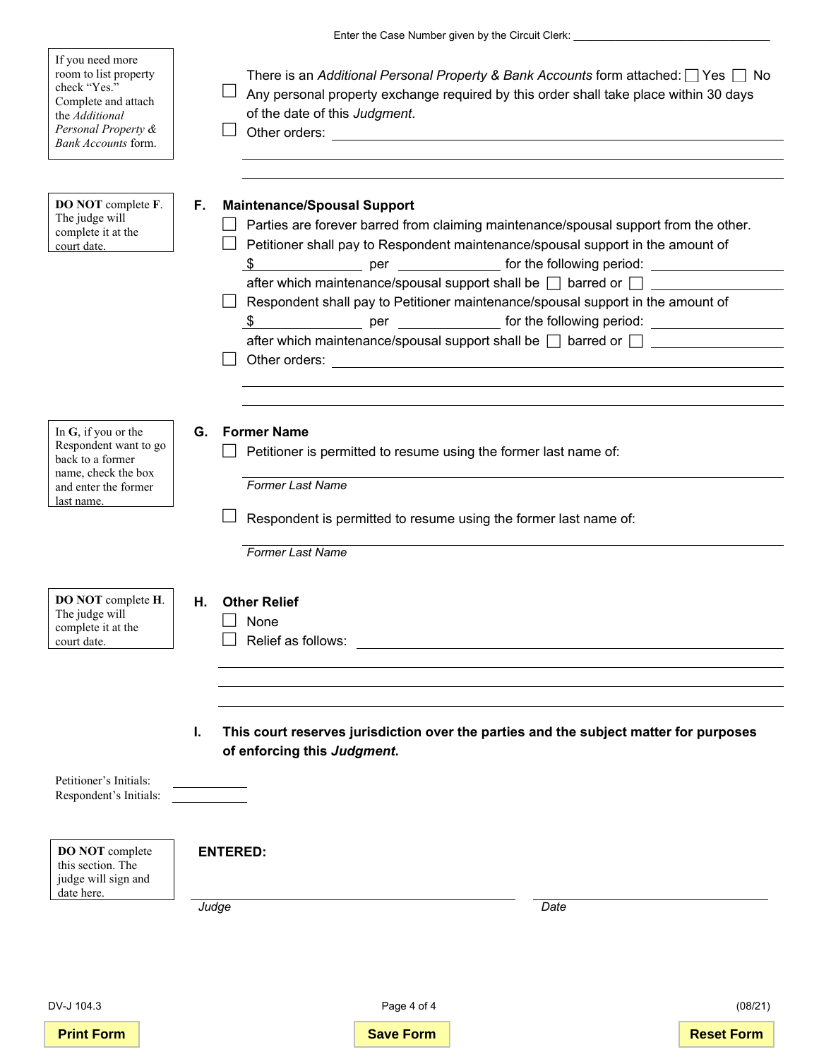Enter the Case Number given by the Circuit Clerk: ________________________________

> If you need more room to list property check "Yes." Complete and attach the *Additional Personal Property & Bank Accounts* form.

There is an *Additional Personal Property & Bank Accounts* form attached: ☐ Yes ☐ No

☐ Any personal property exchange required by this order shall take place within 30 days of the date of this *Judgment*.

☐ Other orders: ____________________________________________

____________________________________________

____________________________________________

> **DO NOT** complete **F**. The judge will complete it at the court date.

## F. Maintenance/Spousal Support

☐ Parties are forever barred from claiming maintenance/spousal support from the other.

☐ Petitioner shall pay to Respondent maintenance/spousal support in the amount of $ ____________ per ____________ for the following period: ____________ after which maintenance/spousal support shall be ☐ barred or ☐ ____________

☐ Respondent shall pay to Petitioner maintenance/spousal support in the amount of $ ____________ per ____________ for the following period: ____________ after which maintenance/spousal support shall be ☐ barred or ☐ ____________

☐ Other orders: ____________________________________________

____________________________________________

____________________________________________

> In **G**, if you or the Respondent want to go back to a former name, check the box and enter the former last name.

## G. Former Name

☐ Petitioner is permitted to resume using the former last name of:

____________________________________________
*Former Last Name*

☐ Respondent is permitted to resume using the former last name of:

____________________________________________
*Former Last Name*

> **DO NOT** complete **H**. The judge will complete it at the court date.

## H. Other Relief

☐ None

☐ Relief as follows: ____________________________________________

____________________________________________

____________________________________________

____________________________________________

## I. This court reserves jurisdiction over the parties and the subject matter for purposes of enforcing this *Judgment*.

Petitioner's Initials: ____________

Respondent's Initials: ____________

> **DO NOT** complete this section. The judge will sign and date here.

**ENTERED:**

____________________________________ ____________________
*Judge* *Date*

DV-J 104.3 (08/21)